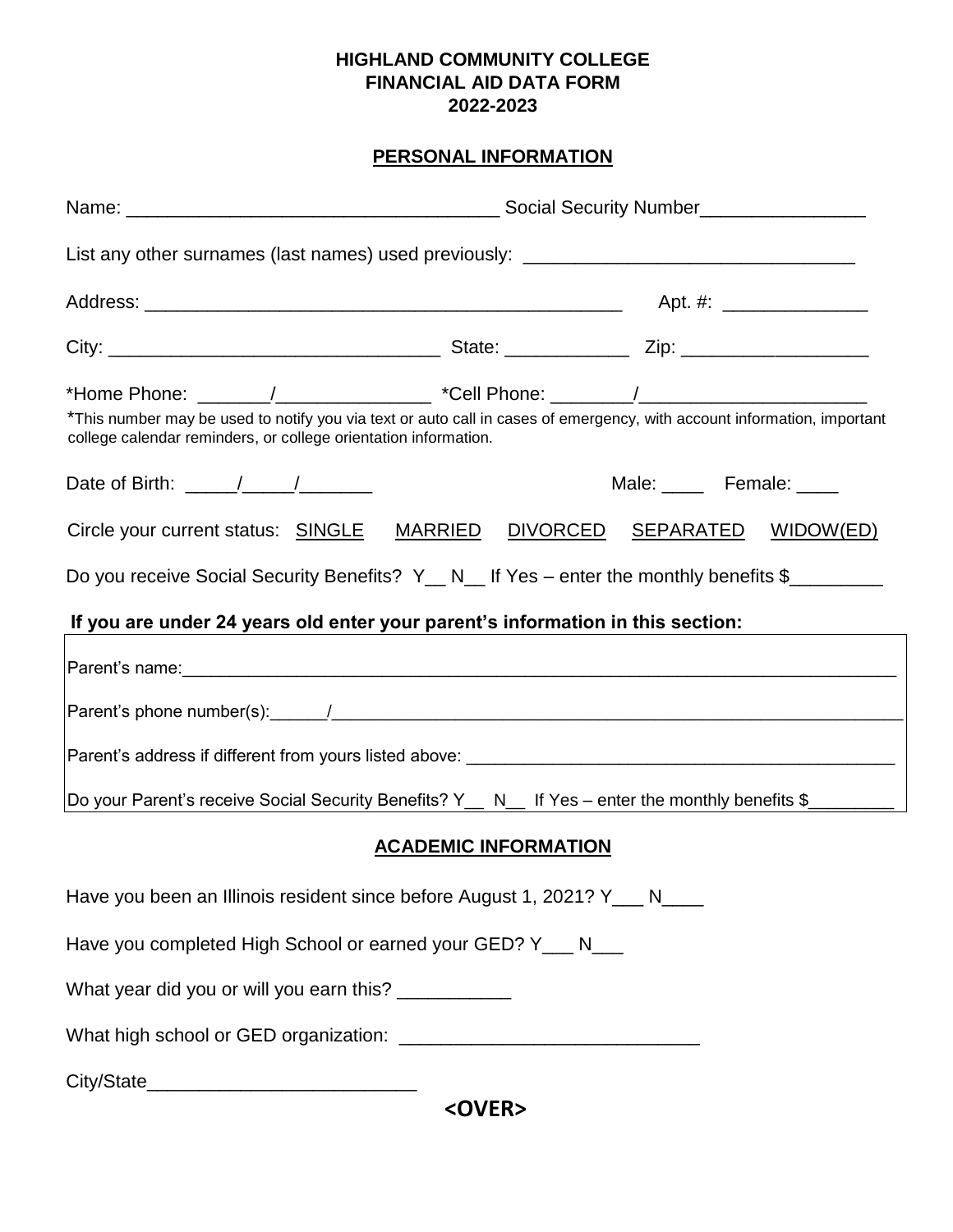# HIGHLAND COMMUNITY COLLEGE
# FINANCIAL AID DATA FORM
# 2022-2023

## PERSONAL INFORMATION

Name: ___________________________________ Social Security Number________________

List any other surnames (last names) used previously: _______________________________

Address: _____________________________________________ Apt. #: ______________

City: _______________________________ State: ____________ Zip: __________________

*Home Phone: _______/_______________ *Cell Phone: ________/______________________

*This number may be used to notify you via text or auto call in cases of emergency, with account information, important college calendar reminders, or college orientation information.

Date of Birth: _____/_____/_______ Male: ____ Female: ____

Circle your current status: SINGLE MARRIED DIVORCED SEPARATED WIDOW(ED)

Do you receive Social Security Benefits? Y__ N__ If Yes – enter the monthly benefits $_________

**If you are under 24 years old enter your parent's information in this section:**

Parent's name:___________________________________________________________________

Parent's phone number(s):______/__________________________________________________

Parent's address if different from yours listed above: _____________________________________

Do your Parent's receive Social Security Benefits? Y__ N__ If Yes – enter the monthly benefits $_________

## ACADEMIC INFORMATION

Have you been an Illinois resident since before August 1, 2021? Y___ N____

Have you completed High School or earned your GED? Y___ N___

What year did you or will you earn this? ___________

What high school or GED organization: ____________________________

City/State_________________________

**<OVER>**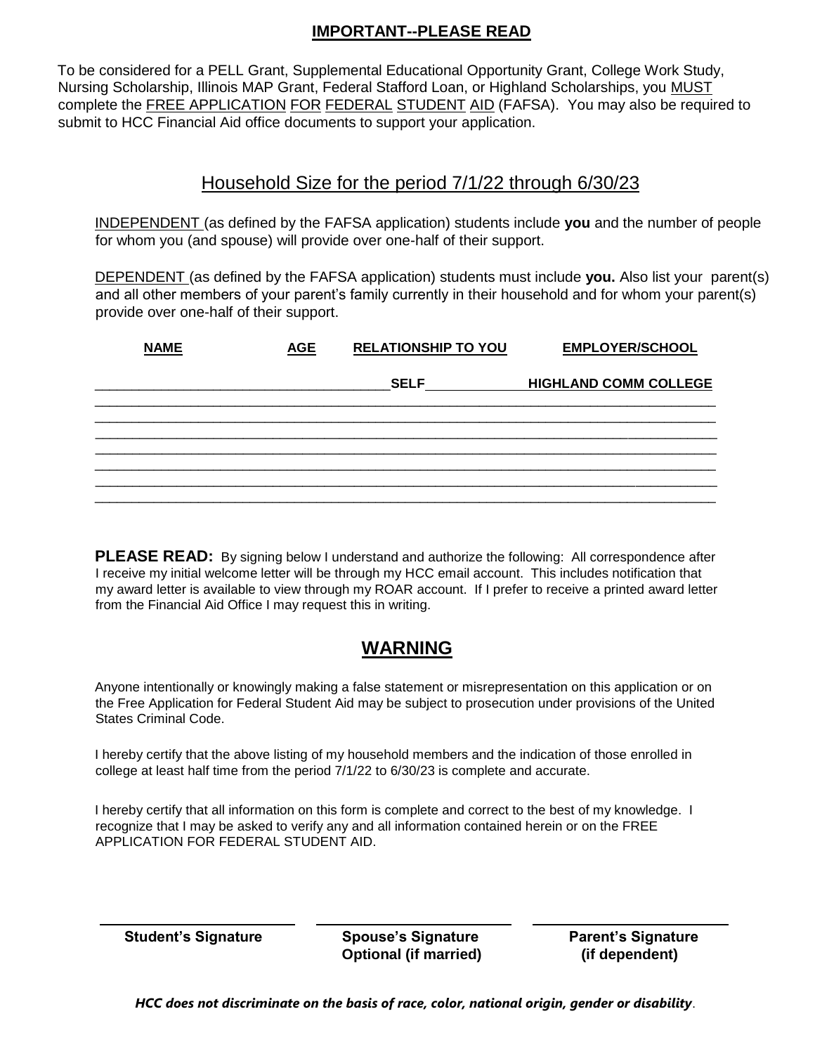## IMPORTANT--PLEASE READ

To be considered for a PELL Grant, Supplemental Educational Opportunity Grant, College Work Study, Nursing Scholarship, Illinois MAP Grant, Federal Stafford Loan, or Highland Scholarships, you MUST complete the FREE APPLICATION FOR FEDERAL STUDENT AID (FAFSA). You may also be required to submit to HCC Financial Aid office documents to support your application.

## Household Size for the period 7/1/22 through 6/30/23

INDEPENDENT (as defined by the FAFSA application) students include **you** and the number of people for whom you (and spouse) will provide over one-half of their support.

DEPENDENT (as defined by the FAFSA application) students must include **you.** Also list your parent(s) and all other members of your parent's family currently in their household and for whom your parent(s) provide over one-half of their support.

| NAME | AGE | RELATIONSHIP TO YOU | EMPLOYER/SCHOOL |
|---|---|---|---|
| | | **SELF** | **HIGHLAND COMM COLLEGE** |
| | | | |
| | | | |
| | | | |
| | | | |
| | | | |
| | | | |
| | | | |

**PLEASE READ:** By signing below I understand and authorize the following: All correspondence after I receive my initial welcome letter will be through my HCC email account. This includes notification that my award letter is available to view through my ROAR account. If I prefer to receive a printed award letter from the Financial Aid Office I may request this in writing.

## WARNING

Anyone intentionally or knowingly making a false statement or misrepresentation on this application or on the Free Application for Federal Student Aid may be subject to prosecution under provisions of the United States Criminal Code.

I hereby certify that the above listing of my household members and the indication of those enrolled in college at least half time from the period 7/1/22 to 6/30/23 is complete and accurate.

I hereby certify that all information on this form is complete and correct to the best of my knowledge. I recognize that I may be asked to verify any and all information contained herein or on the FREE APPLICATION FOR FEDERAL STUDENT AID.

| | | |
|---|---|---|
| ____________________ | ____________________ | ____________________ |
| **Student's Signature** | **Spouse's Signature Optional (if married)** | **Parent's Signature (if dependent)** |

***HCC does not discriminate on the basis of race, color, national origin, gender or disability***.